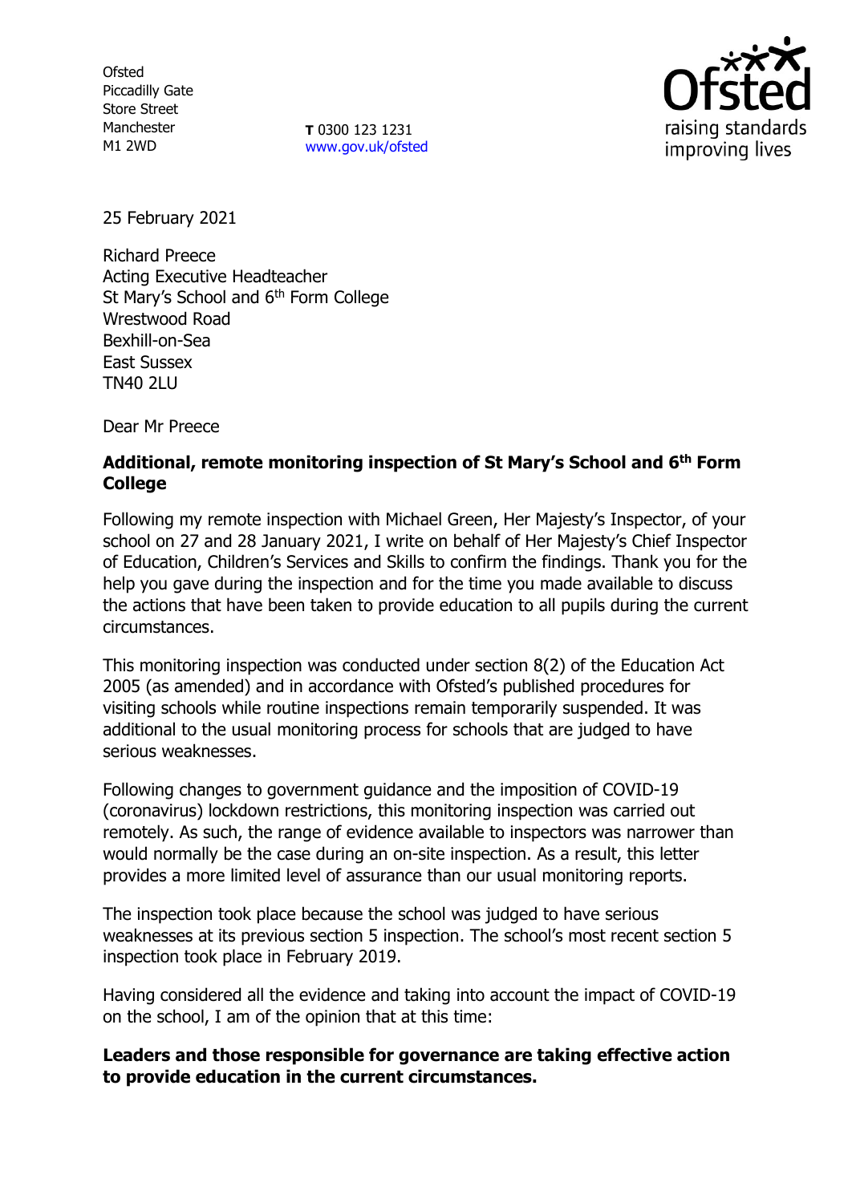Ofsted
Piccadilly Gate
Store Street
Manchester
M1 2WD

**T** 0300 123 1231
www.gov.uk/ofsted

25 February 2021

Richard Preece
Acting Executive Headteacher
St Mary's School and 6th Form College
Wrestwood Road
Bexhill-on-Sea
East Sussex
TN40 2LU

Dear Mr Preece

**Additional, remote monitoring inspection of St Mary's School and 6th Form College**

Following my remote inspection with Michael Green, Her Majesty's Inspector, of your school on 27 and 28 January 2021, I write on behalf of Her Majesty's Chief Inspector of Education, Children's Services and Skills to confirm the findings. Thank you for the help you gave during the inspection and for the time you made available to discuss the actions that have been taken to provide education to all pupils during the current circumstances.

This monitoring inspection was conducted under section 8(2) of the Education Act 2005 (as amended) and in accordance with Ofsted's published procedures for visiting schools while routine inspections remain temporarily suspended. It was additional to the usual monitoring process for schools that are judged to have serious weaknesses.

Following changes to government guidance and the imposition of COVID-19 (coronavirus) lockdown restrictions, this monitoring inspection was carried out remotely. As such, the range of evidence available to inspectors was narrower than would normally be the case during an on-site inspection. As a result, this letter provides a more limited level of assurance than our usual monitoring reports.

The inspection took place because the school was judged to have serious weaknesses at its previous section 5 inspection. The school's most recent section 5 inspection took place in February 2019.

Having considered all the evidence and taking into account the impact of COVID-19 on the school, I am of the opinion that at this time:

**Leaders and those responsible for governance are taking effective action to provide education in the current circumstances.**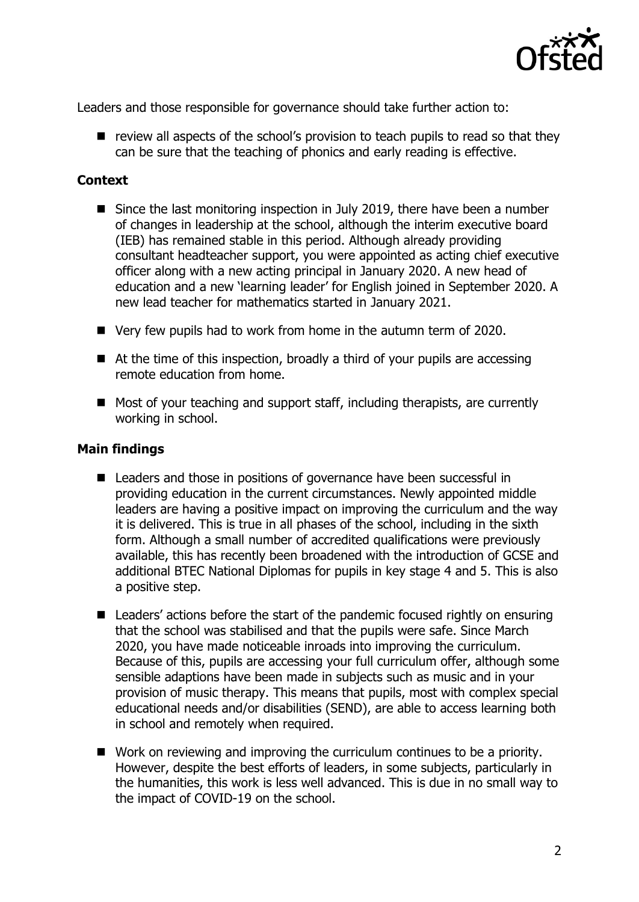Leaders and those responsible for governance should take further action to:

- review all aspects of the school's provision to teach pupils to read so that they can be sure that the teaching of phonics and early reading is effective.

**Context**

- Since the last monitoring inspection in July 2019, there have been a number of changes in leadership at the school, although the interim executive board (IEB) has remained stable in this period. Although already providing consultant headteacher support, you were appointed as acting chief executive officer along with a new acting principal in January 2020. A new head of education and a new 'learning leader' for English joined in September 2020. A new lead teacher for mathematics started in January 2021.
- Very few pupils had to work from home in the autumn term of 2020.
- At the time of this inspection, broadly a third of your pupils are accessing remote education from home.
- Most of your teaching and support staff, including therapists, are currently working in school.

**Main findings**

- Leaders and those in positions of governance have been successful in providing education in the current circumstances. Newly appointed middle leaders are having a positive impact on improving the curriculum and the way it is delivered. This is true in all phases of the school, including in the sixth form. Although a small number of accredited qualifications were previously available, this has recently been broadened with the introduction of GCSE and additional BTEC National Diplomas for pupils in key stage 4 and 5. This is also a positive step.
- Leaders' actions before the start of the pandemic focused rightly on ensuring that the school was stabilised and that the pupils were safe. Since March 2020, you have made noticeable inroads into improving the curriculum. Because of this, pupils are accessing your full curriculum offer, although some sensible adaptions have been made in subjects such as music and in your provision of music therapy. This means that pupils, most with complex special educational needs and/or disabilities (SEND), are able to access learning both in school and remotely when required.
- Work on reviewing and improving the curriculum continues to be a priority. However, despite the best efforts of leaders, in some subjects, particularly in the humanities, this work is less well advanced. This is due in no small way to the impact of COVID-19 on the school.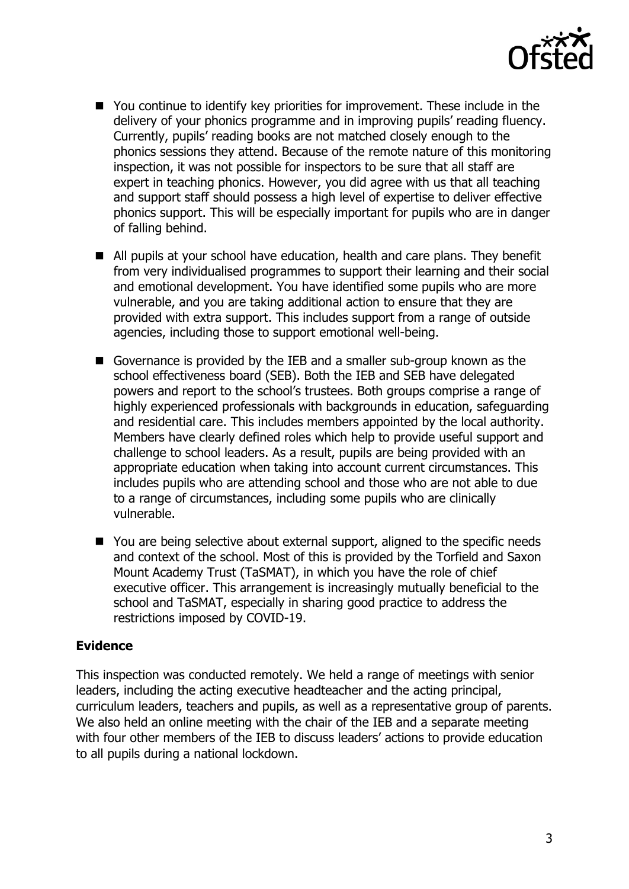- You continue to identify key priorities for improvement. These include in the delivery of your phonics programme and in improving pupils' reading fluency. Currently, pupils' reading books are not matched closely enough to the phonics sessions they attend. Because of the remote nature of this monitoring inspection, it was not possible for inspectors to be sure that all staff are expert in teaching phonics. However, you did agree with us that all teaching and support staff should possess a high level of expertise to deliver effective phonics support. This will be especially important for pupils who are in danger of falling behind.
- All pupils at your school have education, health and care plans. They benefit from very individualised programmes to support their learning and their social and emotional development. You have identified some pupils who are more vulnerable, and you are taking additional action to ensure that they are provided with extra support. This includes support from a range of outside agencies, including those to support emotional well-being.
- Governance is provided by the IEB and a smaller sub-group known as the school effectiveness board (SEB). Both the IEB and SEB have delegated powers and report to the school's trustees. Both groups comprise a range of highly experienced professionals with backgrounds in education, safeguarding and residential care. This includes members appointed by the local authority. Members have clearly defined roles which help to provide useful support and challenge to school leaders. As a result, pupils are being provided with an appropriate education when taking into account current circumstances. This includes pupils who are attending school and those who are not able to due to a range of circumstances, including some pupils who are clinically vulnerable.
- You are being selective about external support, aligned to the specific needs and context of the school. Most of this is provided by the Torfield and Saxon Mount Academy Trust (TaSMAT), in which you have the role of chief executive officer. This arrangement is increasingly mutually beneficial to the school and TaSMAT, especially in sharing good practice to address the restrictions imposed by COVID-19.

## Evidence

This inspection was conducted remotely. We held a range of meetings with senior leaders, including the acting executive headteacher and the acting principal, curriculum leaders, teachers and pupils, as well as a representative group of parents. We also held an online meeting with the chair of the IEB and a separate meeting with four other members of the IEB to discuss leaders' actions to provide education to all pupils during a national lockdown.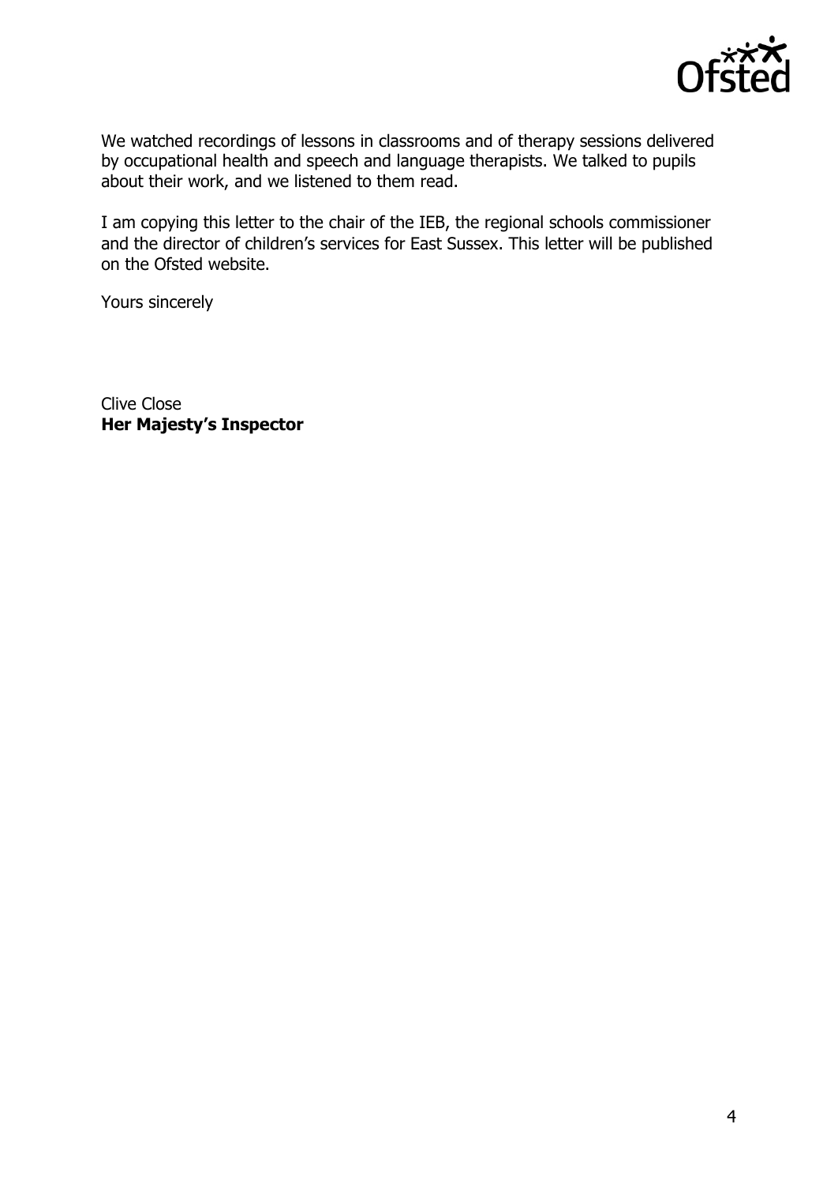We watched recordings of lessons in classrooms and of therapy sessions delivered by occupational health and speech and language therapists. We talked to pupils about their work, and we listened to them read.

I am copying this letter to the chair of the IEB, the regional schools commissioner and the director of children's services for East Sussex. This letter will be published on the Ofsted website.

Yours sincerely

Clive Close
**Her Majesty's Inspector**